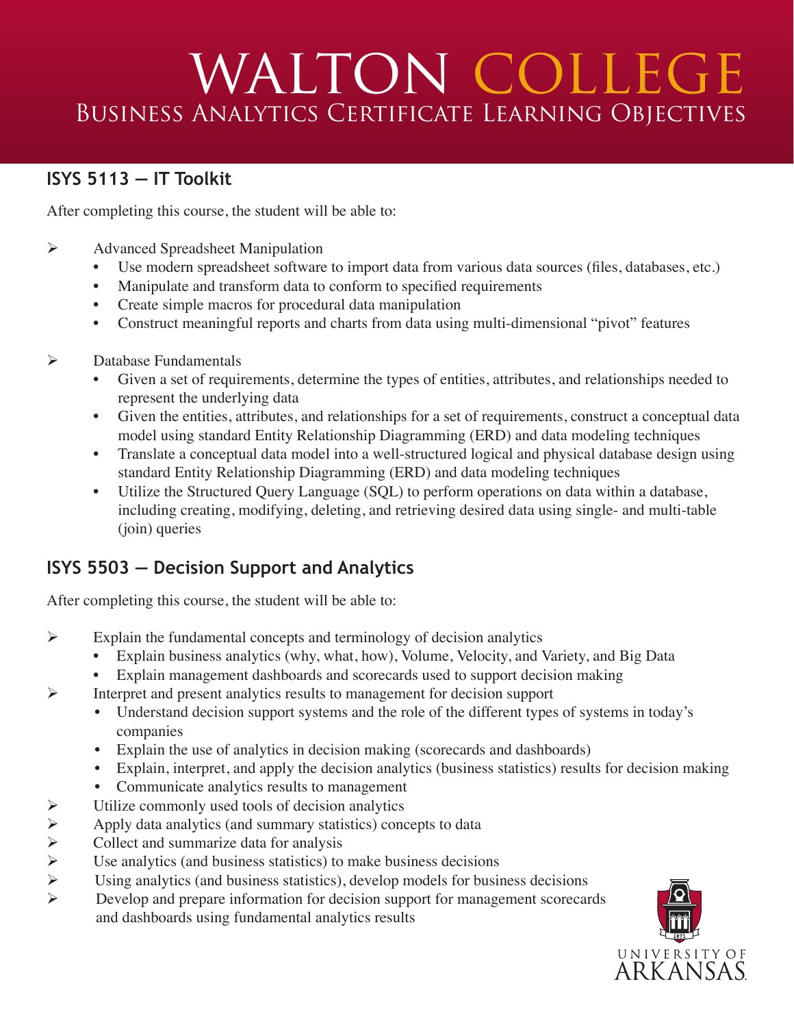# WALTON COLLEGE

## Business Analytics Certificate Learning Objectives

### ISYS 5113 — IT Toolkit

After completing this course, the student will be able to:

- Advanced Spreadsheet Manipulation
  - Use modern spreadsheet software to import data from various data sources (files, databases, etc.)
  - Manipulate and transform data to conform to specified requirements
  - Create simple macros for procedural data manipulation
  - Construct meaningful reports and charts from data using multi-dimensional "pivot" features
- Database Fundamentals
  - Given a set of requirements, determine the types of entities, attributes, and relationships needed to represent the underlying data
  - Given the entities, attributes, and relationships for a set of requirements, construct a conceptual data model using standard Entity Relationship Diagramming (ERD) and data modeling techniques
  - Translate a conceptual data model into a well-structured logical and physical database design using standard Entity Relationship Diagramming (ERD) and data modeling techniques
  - Utilize the Structured Query Language (SQL) to perform operations on data within a database, including creating, modifying, deleting, and retrieving desired data using single- and multi-table (join) queries

### ISYS 5503 — Decision Support and Analytics

After completing this course, the student will be able to:

- Explain the fundamental concepts and terminology of decision analytics
  - Explain business analytics (why, what, how), Volume, Velocity, and Variety, and Big Data
  - Explain management dashboards and scorecards used to support decision making
- Interpret and present analytics results to management for decision support
  - Understand decision support systems and the role of the different types of systems in today's companies
  - Explain the use of analytics in decision making (scorecards and dashboards)
  - Explain, interpret, and apply the decision analytics (business statistics) results for decision making
  - Communicate analytics results to management
- Utilize commonly used tools of decision analytics
- Apply data analytics (and summary statistics) concepts to data
- Collect and summarize data for analysis
- Use analytics (and business statistics) to make business decisions
- Using analytics (and business statistics), develop models for business decisions
- Develop and prepare information for decision support for management scorecards and dashboards using fundamental analytics results

UNIVERSITY OF ARKANSAS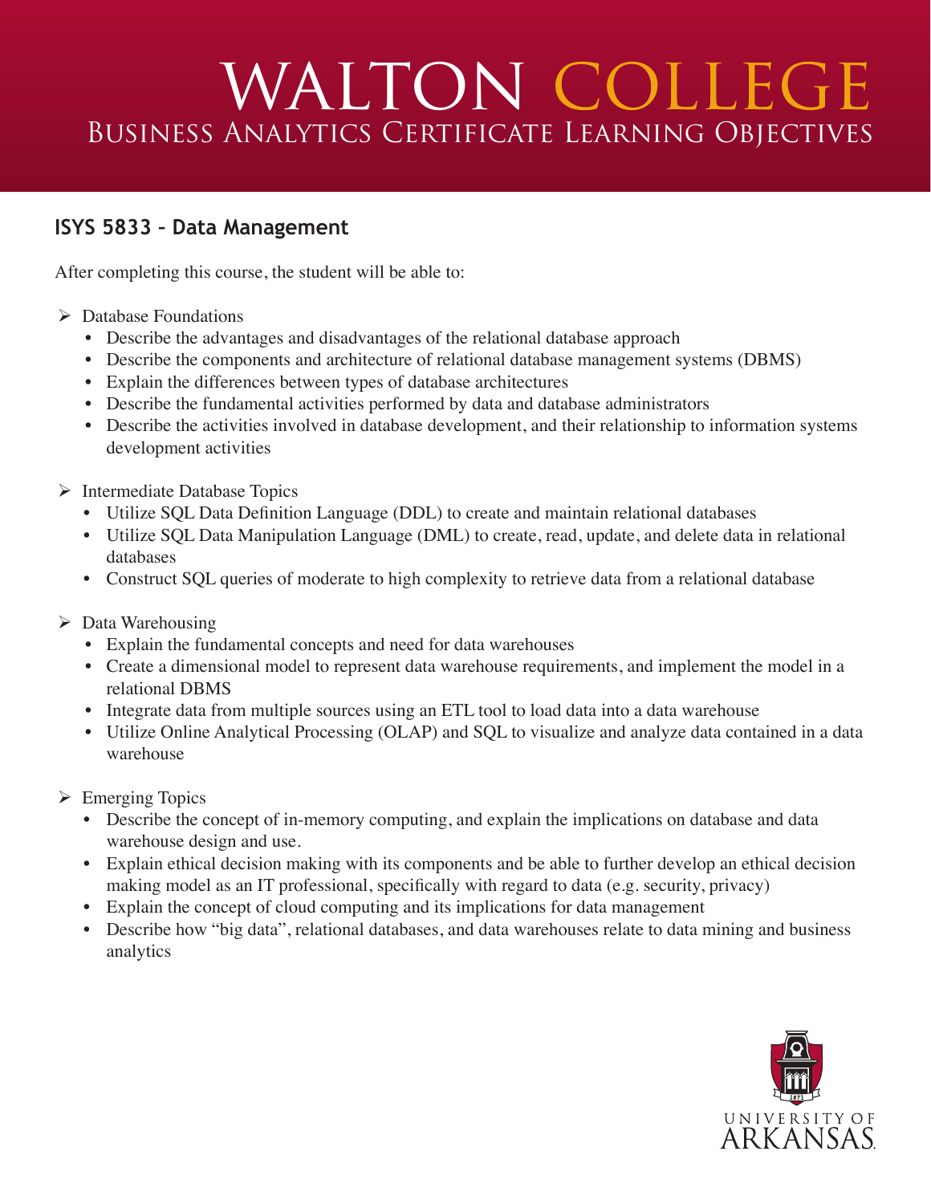# WALTON COLLEGE
## Business Analytics Certificate Learning Objectives

### ISYS 5833 – Data Management

After completing this course, the student will be able to:

- Database Foundations
  - Describe the advantages and disadvantages of the relational database approach
  - Describe the components and architecture of relational database management systems (DBMS)
  - Explain the differences between types of database architectures
  - Describe the fundamental activities performed by data and database administrators
  - Describe the activities involved in database development, and their relationship to information systems development activities
- Intermediate Database Topics
  - Utilize SQL Data Definition Language (DDL) to create and maintain relational databases
  - Utilize SQL Data Manipulation Language (DML) to create, read, update, and delete data in relational databases
  - Construct SQL queries of moderate to high complexity to retrieve data from a relational database
- Data Warehousing
  - Explain the fundamental concepts and need for data warehouses
  - Create a dimensional model to represent data warehouse requirements, and implement the model in a relational DBMS
  - Integrate data from multiple sources using an ETL tool to load data into a data warehouse
  - Utilize Online Analytical Processing (OLAP) and SQL to visualize and analyze data contained in a data warehouse
- Emerging Topics
  - Describe the concept of in-memory computing, and explain the implications on database and data warehouse design and use.
  - Explain ethical decision making with its components and be able to further develop an ethical decision making model as an IT professional, specifically with regard to data (e.g. security, privacy)
  - Explain the concept of cloud computing and its implications for data management
  - Describe how "big data", relational databases, and data warehouses relate to data mining and business analytics

UNIVERSITY OF ARKANSAS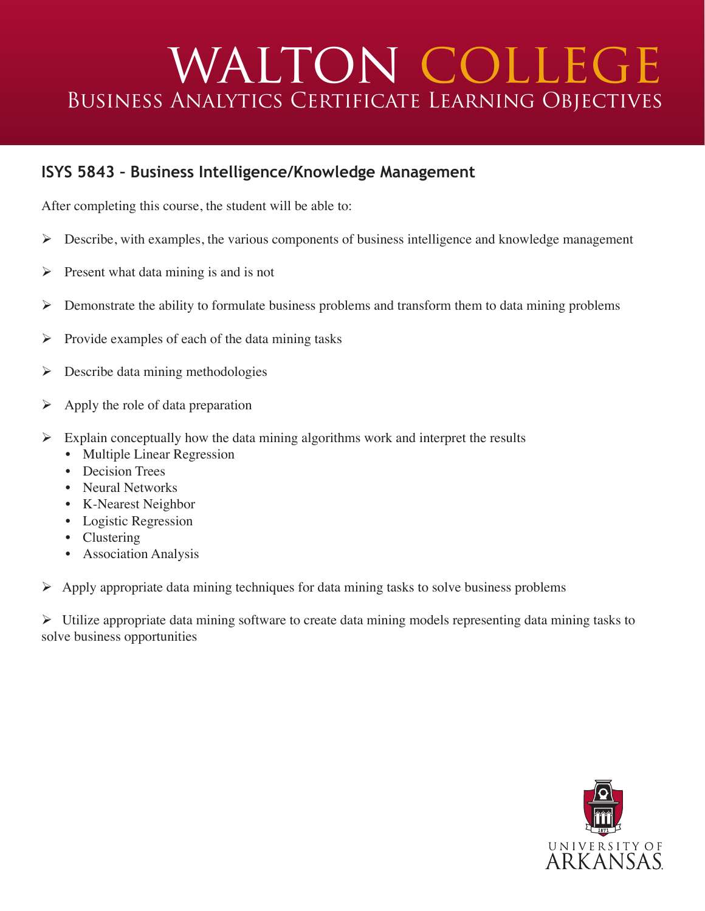# WALTON COLLEGE
## Business Analytics Certificate Learning Objectives

### ISYS 5843 – Business Intelligence/Knowledge Management

After completing this course, the student will be able to:

- Describe, with examples, the various components of business intelligence and knowledge management
- Present what data mining is and is not
- Demonstrate the ability to formulate business problems and transform them to data mining problems
- Provide examples of each of the data mining tasks
- Describe data mining methodologies
- Apply the role of data preparation
- Explain conceptually how the data mining algorithms work and interpret the results
  - Multiple Linear Regression
  - Decision Trees
  - Neural Networks
  - K-Nearest Neighbor
  - Logistic Regression
  - Clustering
  - Association Analysis
- Apply appropriate data mining techniques for data mining tasks to solve business problems
- Utilize appropriate data mining software to create data mining models representing data mining tasks to solve business opportunities

UNIVERSITY OF ARKANSAS